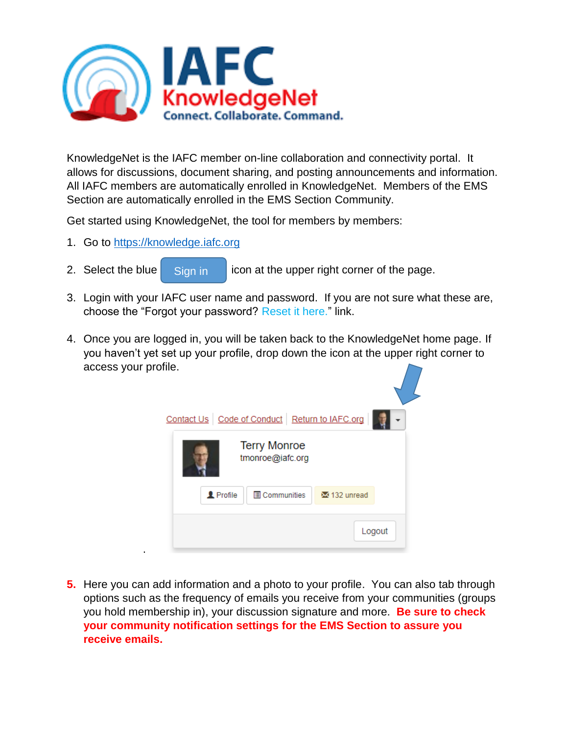IAFC KnowledgeNet

Connect. Collaborate. Command.

KnowledgeNet is the IAFC member on-line collaboration and connectivity portal. It allows for discussions, document sharing, and posting announcements and information. All IAFC members are automatically enrolled in KnowledgeNet. Members of the EMS Section are automatically enrolled in the EMS Section Community.

Get started using KnowledgeNet, the tool for members by members:

1. Go to [https://knowledge.iafc.org](https://knowledge.iafc.org)
2. Select the blue **Sign in** icon at the upper right corner of the page.
3. Login with your IAFC user name and password. If you are not sure what these are, choose the "Forgot your password? Reset it here." link.
4. Once you are logged in, you will be taken back to the KnowledgeNet home page. If you haven't yet set up your profile, drop down the icon at the upper right corner to access your profile.

Contact Us | Code of Conduct | Return to IAFC.org

Terry Monroe
tmonroe@iafc.org

Profile | Communities | 132 unread

Logout

5. Here you can add information and a photo to your profile. You can also tab through options such as the frequency of emails you receive from your communities (groups you hold membership in), your discussion signature and more. **Be sure to check your community notification settings for the EMS Section to assure you receive emails.**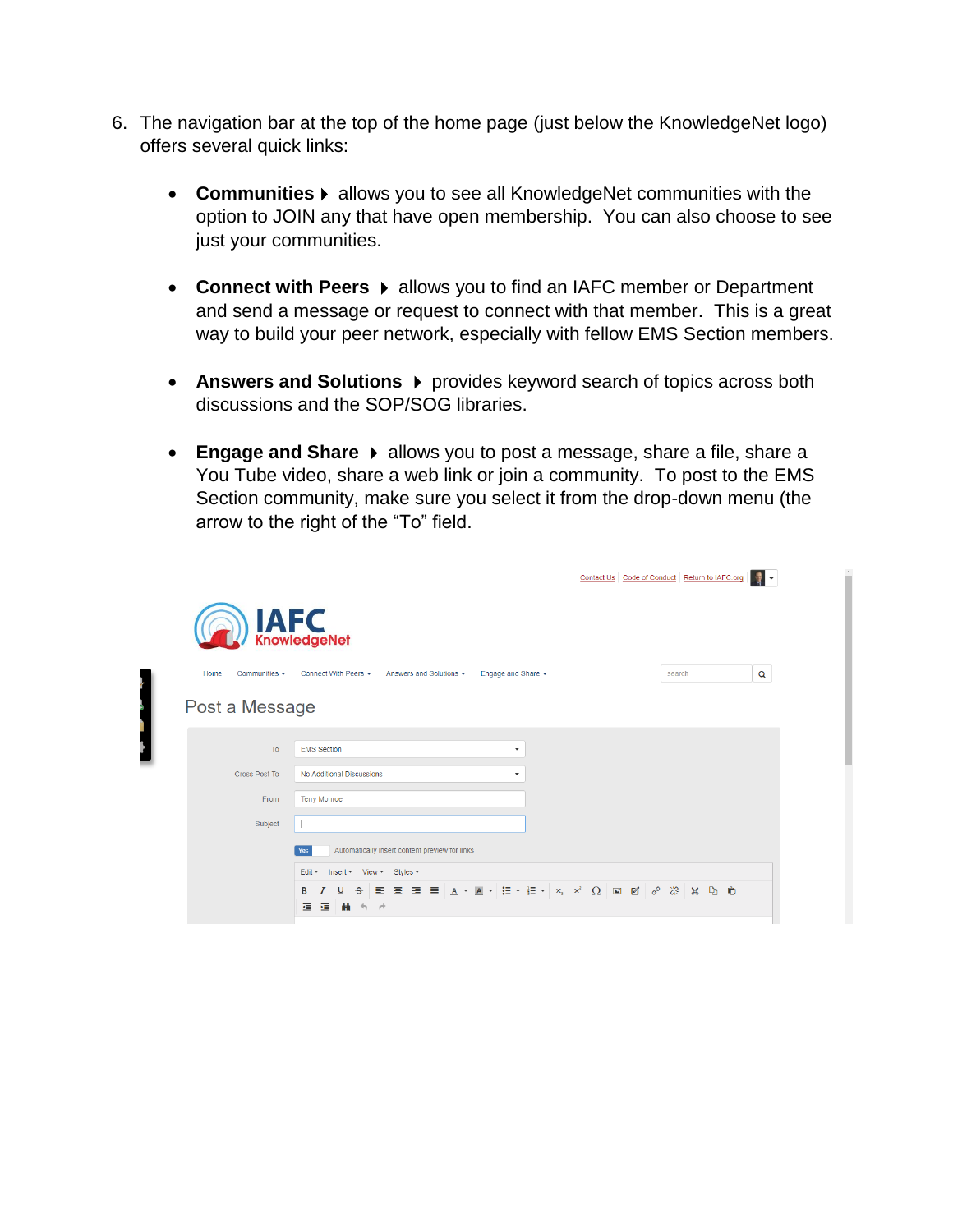6. The navigation bar at the top of the home page (just below the KnowledgeNet logo) offers several quick links:

   - **Communities** ▸ allows you to see all KnowledgeNet communities with the option to JOIN any that have open membership. You can also choose to see just your communities.

   - **Connect with Peers** ▸ allows you to find an IAFC member or Department and send a message or request to connect with that member. This is a great way to build your peer network, especially with fellow EMS Section members.

   - **Answers and Solutions** ▸ provides keyword search of topics across both discussions and the SOP/SOG libraries.

   - **Engage and Share** ▸ allows you to post a message, share a file, share a You Tube video, share a web link or join a community. To post to the EMS Section community, make sure you select it from the drop-down menu (the arrow to the right of the "To" field.